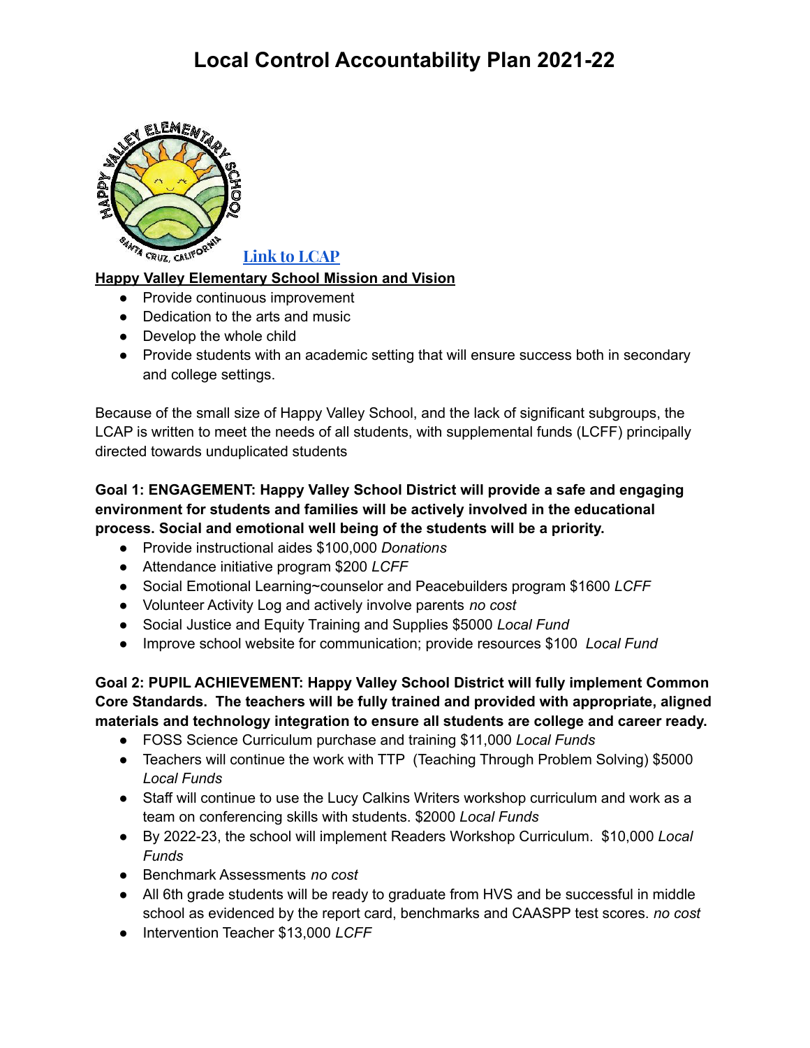# Local Control Accountability Plan 2021-22

[Link to LCAP]

**Happy Valley Elementary School Mission and Vision**

- Provide continuous improvement
- Dedication to the arts and music
- Develop the whole child
- Provide students with an academic setting that will ensure success both in secondary and college settings.

Because of the small size of Happy Valley School, and the lack of significant subgroups, the LCAP is written to meet the needs of all students, with supplemental funds (LCFF) principally directed towards unduplicated students

**Goal 1: ENGAGEMENT: Happy Valley School District will provide a safe and engaging environment for students and families will be actively involved in the educational process. Social and emotional well being of the students will be a priority.**

- Provide instructional aides $100,000 *Donations*
- Attendance initiative program $200 *LCFF*
- Social Emotional Learning~counselor and Peacebuilders program $1600 *LCFF*
- Volunteer Activity Log and actively involve parents *no cost*
- Social Justice and Equity Training and Supplies $5000 *Local Fund*
- Improve school website for communication; provide resources $100 *Local Fund*

**Goal 2: PUPIL ACHIEVEMENT: Happy Valley School District will fully implement Common Core Standards. The teachers will be fully trained and provided with appropriate, aligned materials and technology integration to ensure all students are college and career ready.**

- FOSS Science Curriculum purchase and training $11,000 *Local Funds*
- Teachers will continue the work with TTP (Teaching Through Problem Solving) $5000 *Local Funds*
- Staff will continue to use the Lucy Calkins Writers workshop curriculum and work as a team on conferencing skills with students. $2000 *Local Funds*
- By 2022-23, the school will implement Readers Workshop Curriculum. $10,000 *Local Funds*
- Benchmark Assessments *no cost*
- All 6th grade students will be ready to graduate from HVS and be successful in middle school as evidenced by the report card, benchmarks and CAASPP test scores. *no cost*
- Intervention Teacher $13,000 *LCFF*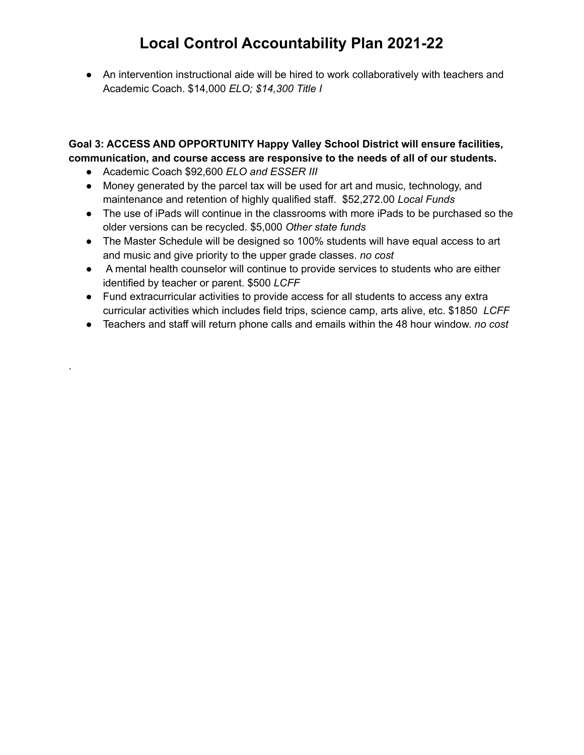- An intervention instructional aide will be hired to work collaboratively with teachers and Academic Coach. $14,000 *ELO; $14,300 Title I*

**Goal 3: ACCESS AND OPPORTUNITY Happy Valley School District will ensure facilities, communication, and course access are responsive to the needs of all of our students.**

- Academic Coach $92,600 *ELO and ESSER III*
- Money generated by the parcel tax will be used for art and music, technology, and maintenance and retention of highly qualified staff. $52,272.00 *Local Funds*
- The use of iPads will continue in the classrooms with more iPads to be purchased so the older versions can be recycled. $5,000 *Other state funds*
- The Master Schedule will be designed so 100% students will have equal access to art and music and give priority to the upper grade classes. *no cost*
- A mental health counselor will continue to provide services to students who are either identified by teacher or parent. $500 *LCFF*
- Fund extracurricular activities to provide access for all students to access any extra curricular activities which includes field trips, science camp, arts alive, etc. $1850 *LCFF*
- Teachers and staff will return phone calls and emails within the 48 hour window. *no cost*

.